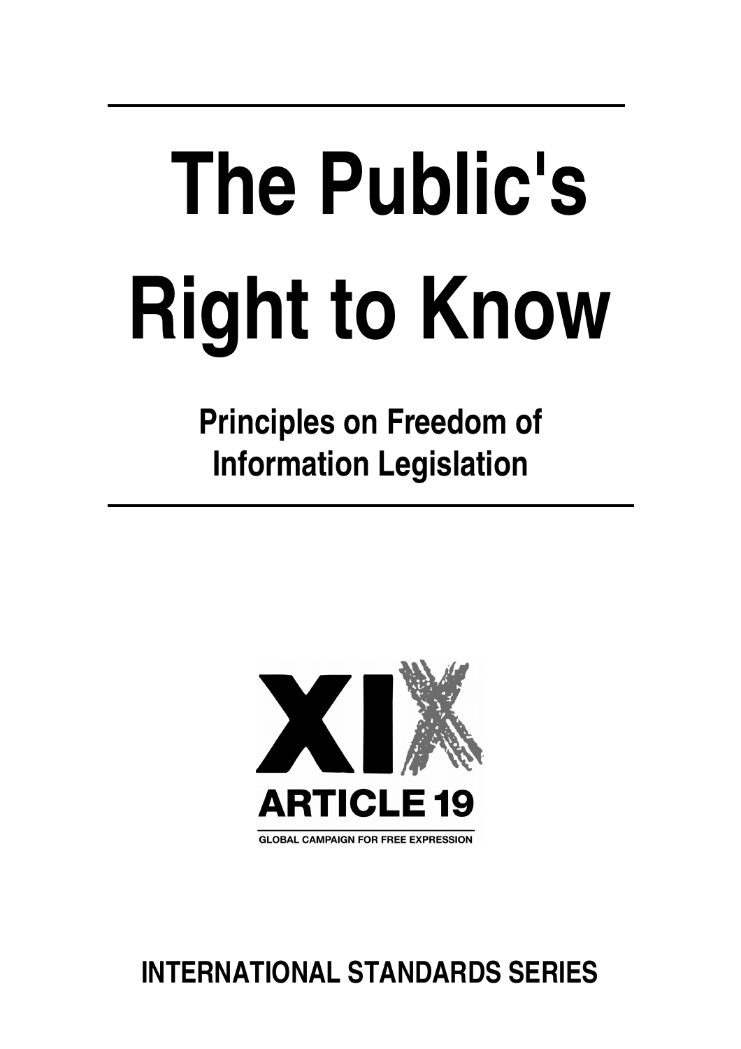# The Public's Right to Know

## Principles on Freedom of Information Legislation

ARTICLE 19

GLOBAL CAMPAIGN FOR FREE EXPRESSION

INTERNATIONAL STANDARDS SERIES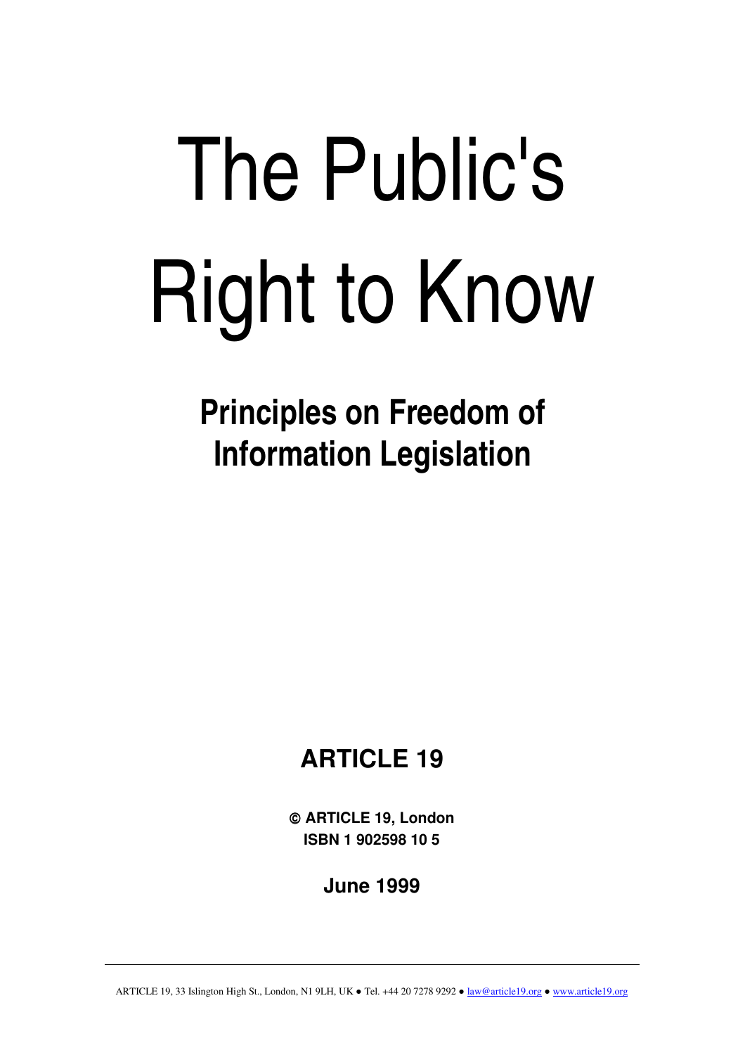# The Public's Right to Know

## Principles on Freedom of Information Legislation

**ARTICLE 19**

**© ARTICLE 19, London**
**ISBN 1 902598 10 5**

**June 1999**

ARTICLE 19, 33 Islington High St., London, N1 9LH, UK ● Tel. +44 20 7278 9292 ● law@article19.org ● www.article19.org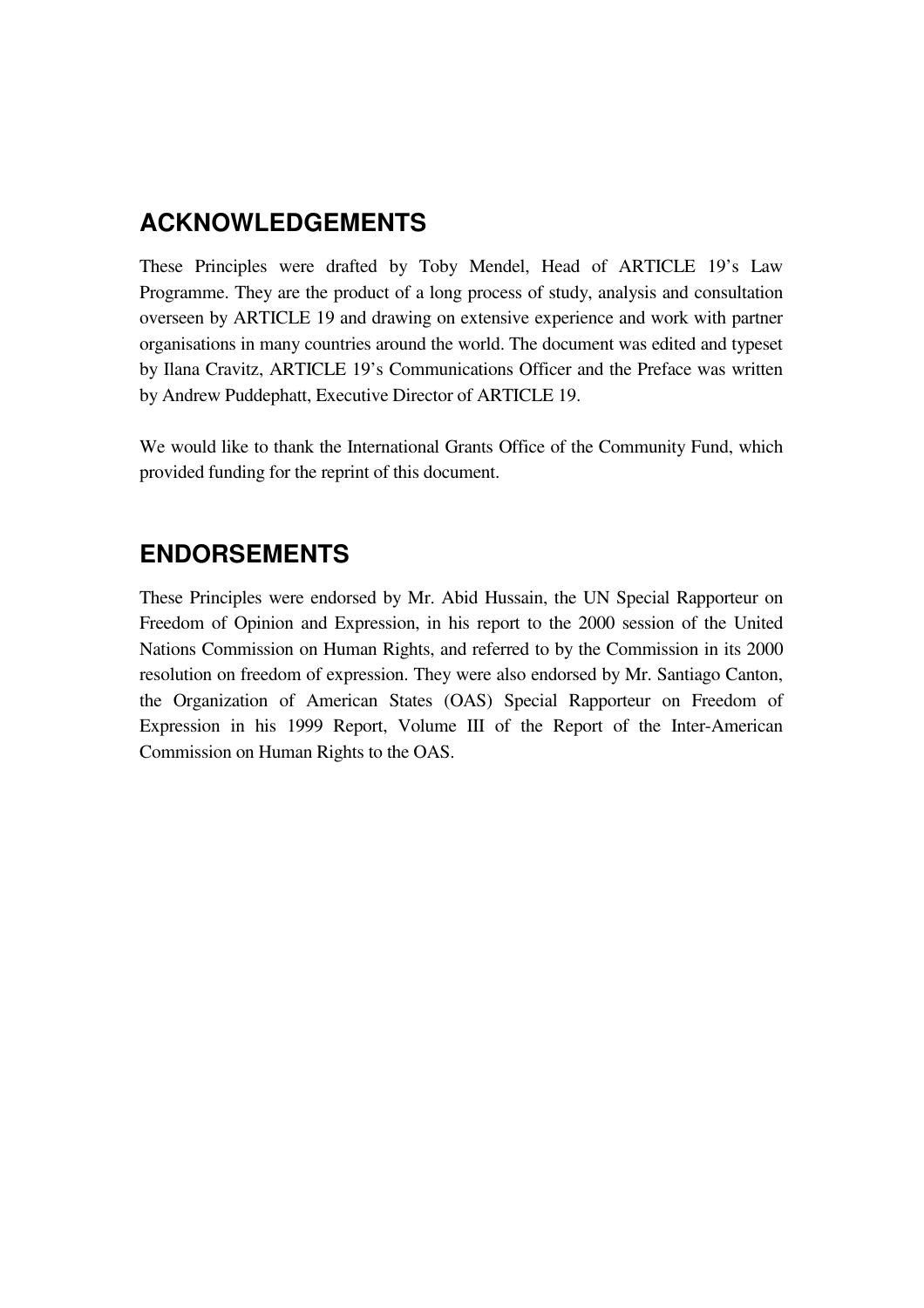## ACKNOWLEDGEMENTS

These Principles were drafted by Toby Mendel, Head of ARTICLE 19's Law Programme. They are the product of a long process of study, analysis and consultation overseen by ARTICLE 19 and drawing on extensive experience and work with partner organisations in many countries around the world. The document was edited and typeset by Ilana Cravitz, ARTICLE 19's Communications Officer and the Preface was written by Andrew Puddephatt, Executive Director of ARTICLE 19.

We would like to thank the International Grants Office of the Community Fund, which provided funding for the reprint of this document.

## ENDORSEMENTS

These Principles were endorsed by Mr. Abid Hussain, the UN Special Rapporteur on Freedom of Opinion and Expression, in his report to the 2000 session of the United Nations Commission on Human Rights, and referred to by the Commission in its 2000 resolution on freedom of expression. They were also endorsed by Mr. Santiago Canton, the Organization of American States (OAS) Special Rapporteur on Freedom of Expression in his 1999 Report, Volume III of the Report of the Inter-American Commission on Human Rights to the OAS.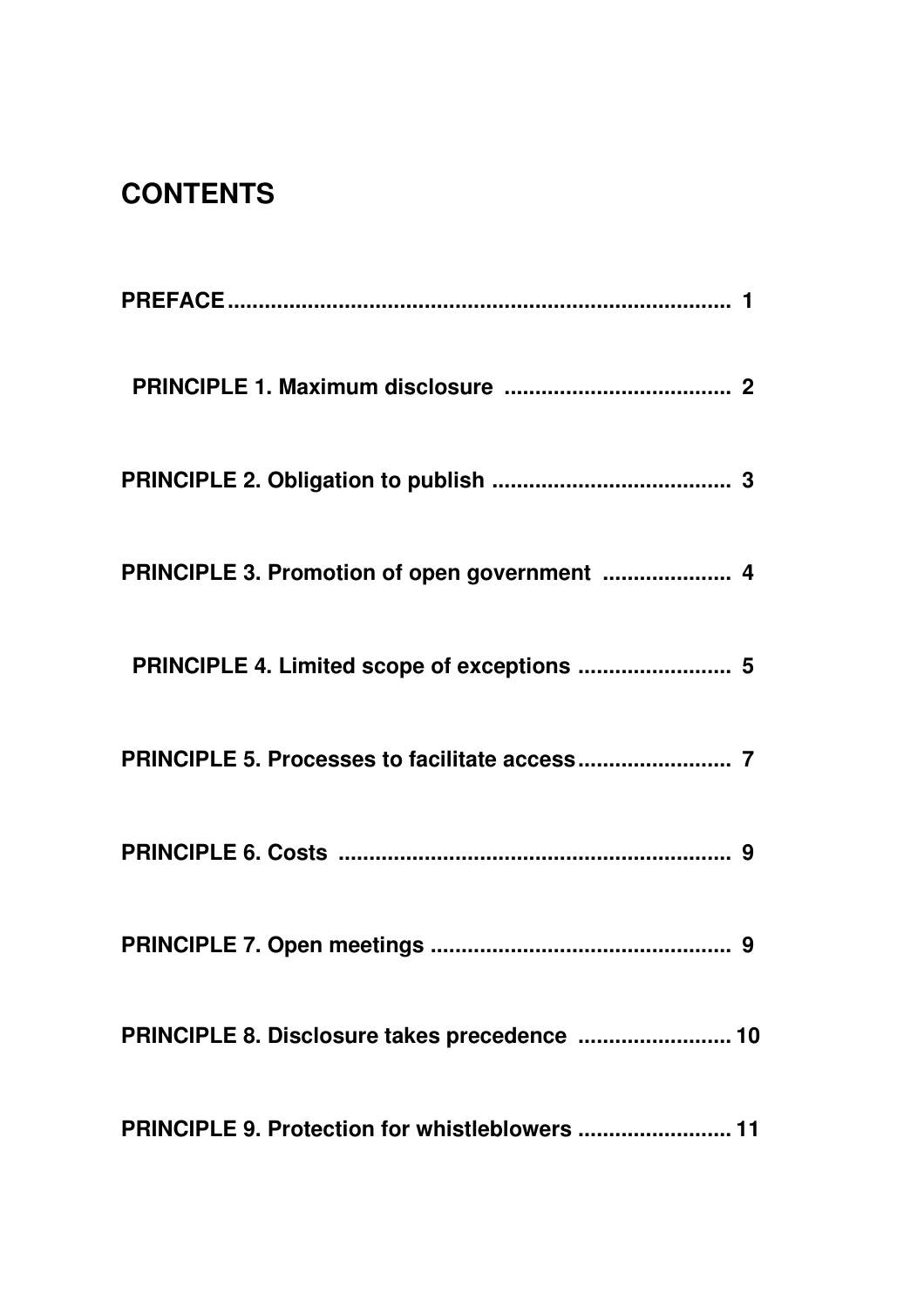## CONTENTS

PREFACE ........................................................................ 1

PRINCIPLE 1. Maximum disclosure .................................... 2

PRINCIPLE 2. Obligation to publish ...................................... 3

PRINCIPLE 3. Promotion of open government .................... 4

PRINCIPLE 4. Limited scope of exceptions ......................... 5

PRINCIPLE 5. Processes to facilitate access ......................... 7

PRINCIPLE 6. Costs ............................................................... 9

PRINCIPLE 7. Open meetings ................................................ 9

PRINCIPLE 8. Disclosure takes precedence ......................... 10

PRINCIPLE 9. Protection for whistleblowers ......................... 11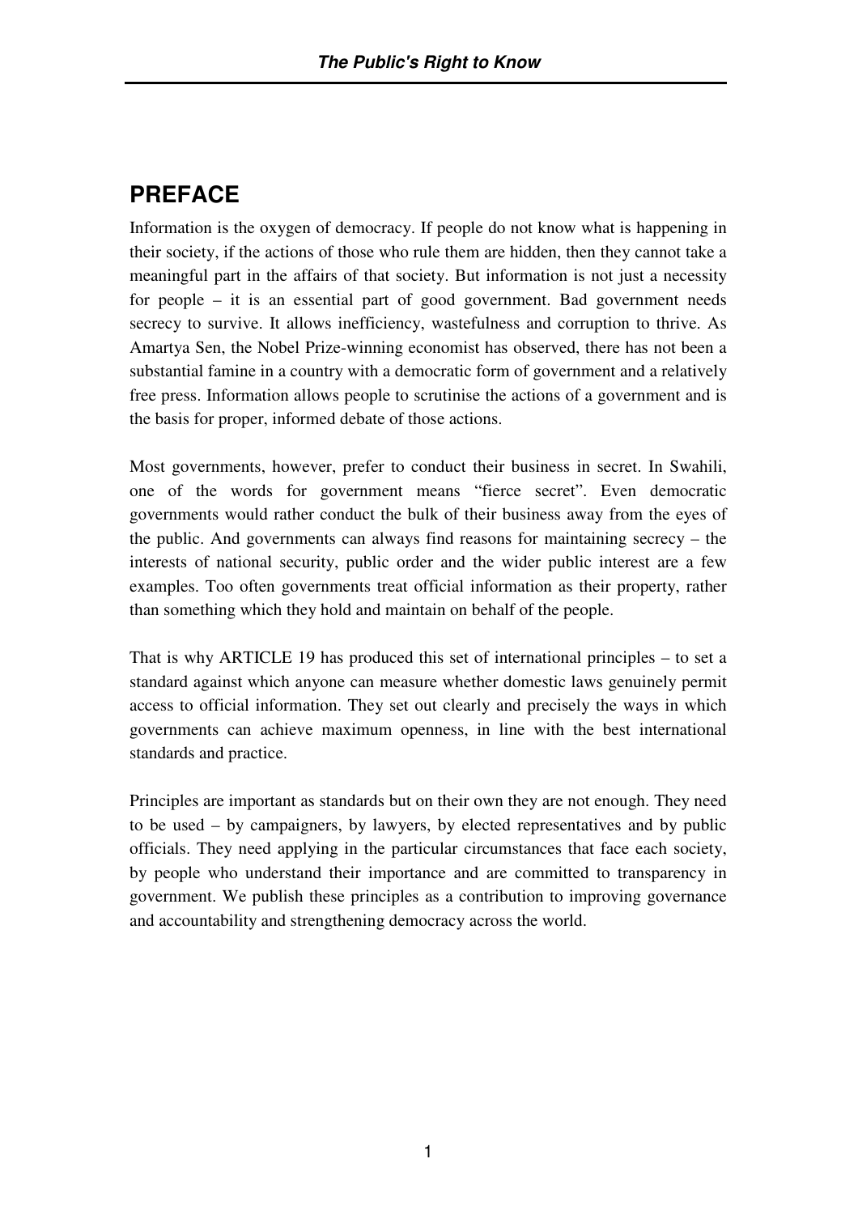## PREFACE

Information is the oxygen of democracy. If people do not know what is happening in their society, if the actions of those who rule them are hidden, then they cannot take a meaningful part in the affairs of that society. But information is not just a necessity for people – it is an essential part of good government. Bad government needs secrecy to survive. It allows inefficiency, wastefulness and corruption to thrive. As Amartya Sen, the Nobel Prize-winning economist has observed, there has not been a substantial famine in a country with a democratic form of government and a relatively free press. Information allows people to scrutinise the actions of a government and is the basis for proper, informed debate of those actions.

Most governments, however, prefer to conduct their business in secret. In Swahili, one of the words for government means "fierce secret". Even democratic governments would rather conduct the bulk of their business away from the eyes of the public. And governments can always find reasons for maintaining secrecy – the interests of national security, public order and the wider public interest are a few examples. Too often governments treat official information as their property, rather than something which they hold and maintain on behalf of the people.

That is why ARTICLE 19 has produced this set of international principles – to set a standard against which anyone can measure whether domestic laws genuinely permit access to official information. They set out clearly and precisely the ways in which governments can achieve maximum openness, in line with the best international standards and practice.

Principles are important as standards but on their own they are not enough. They need to be used – by campaigners, by lawyers, by elected representatives and by public officials. They need applying in the particular circumstances that face each society, by people who understand their importance and are committed to transparency in government. We publish these principles as a contribution to improving governance and accountability and strengthening democracy across the world.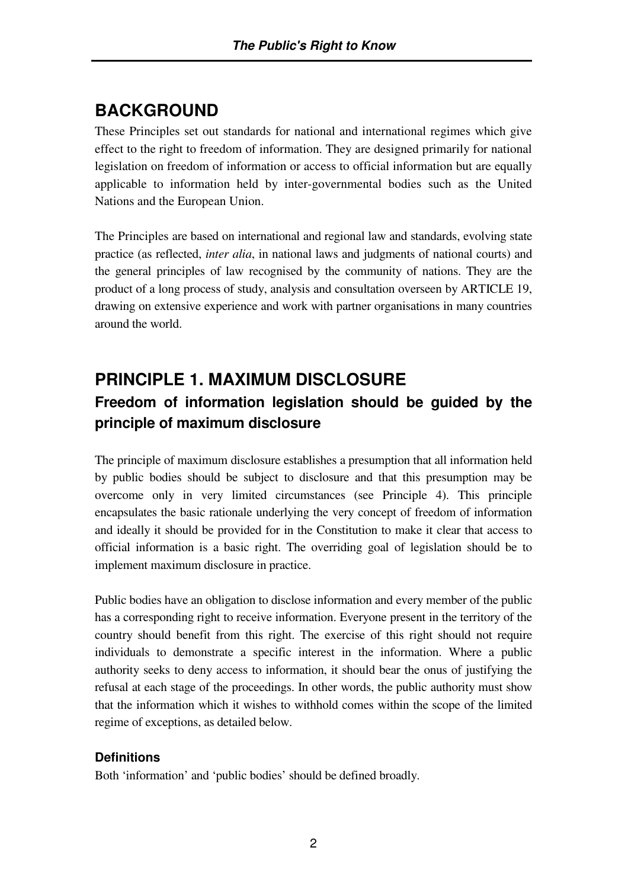## BACKGROUND

These Principles set out standards for national and international regimes which give effect to the right to freedom of information. They are designed primarily for national legislation on freedom of information or access to official information but are equally applicable to information held by inter-governmental bodies such as the United Nations and the European Union.

The Principles are based on international and regional law and standards, evolving state practice (as reflected, *inter alia*, in national laws and judgments of national courts) and the general principles of law recognised by the community of nations. They are the product of a long process of study, analysis and consultation overseen by ARTICLE 19, drawing on extensive experience and work with partner organisations in many countries around the world.

## PRINCIPLE 1. MAXIMUM DISCLOSURE

### Freedom of information legislation should be guided by the principle of maximum disclosure

The principle of maximum disclosure establishes a presumption that all information held by public bodies should be subject to disclosure and that this presumption may be overcome only in very limited circumstances (see Principle 4). This principle encapsulates the basic rationale underlying the very concept of freedom of information and ideally it should be provided for in the Constitution to make it clear that access to official information is a basic right. The overriding goal of legislation should be to implement maximum disclosure in practice.

Public bodies have an obligation to disclose information and every member of the public has a corresponding right to receive information. Everyone present in the territory of the country should benefit from this right. The exercise of this right should not require individuals to demonstrate a specific interest in the information. Where a public authority seeks to deny access to information, it should bear the onus of justifying the refusal at each stage of the proceedings. In other words, the public authority must show that the information which it wishes to withhold comes within the scope of the limited regime of exceptions, as detailed below.

#### Definitions

Both 'information' and 'public bodies' should be defined broadly.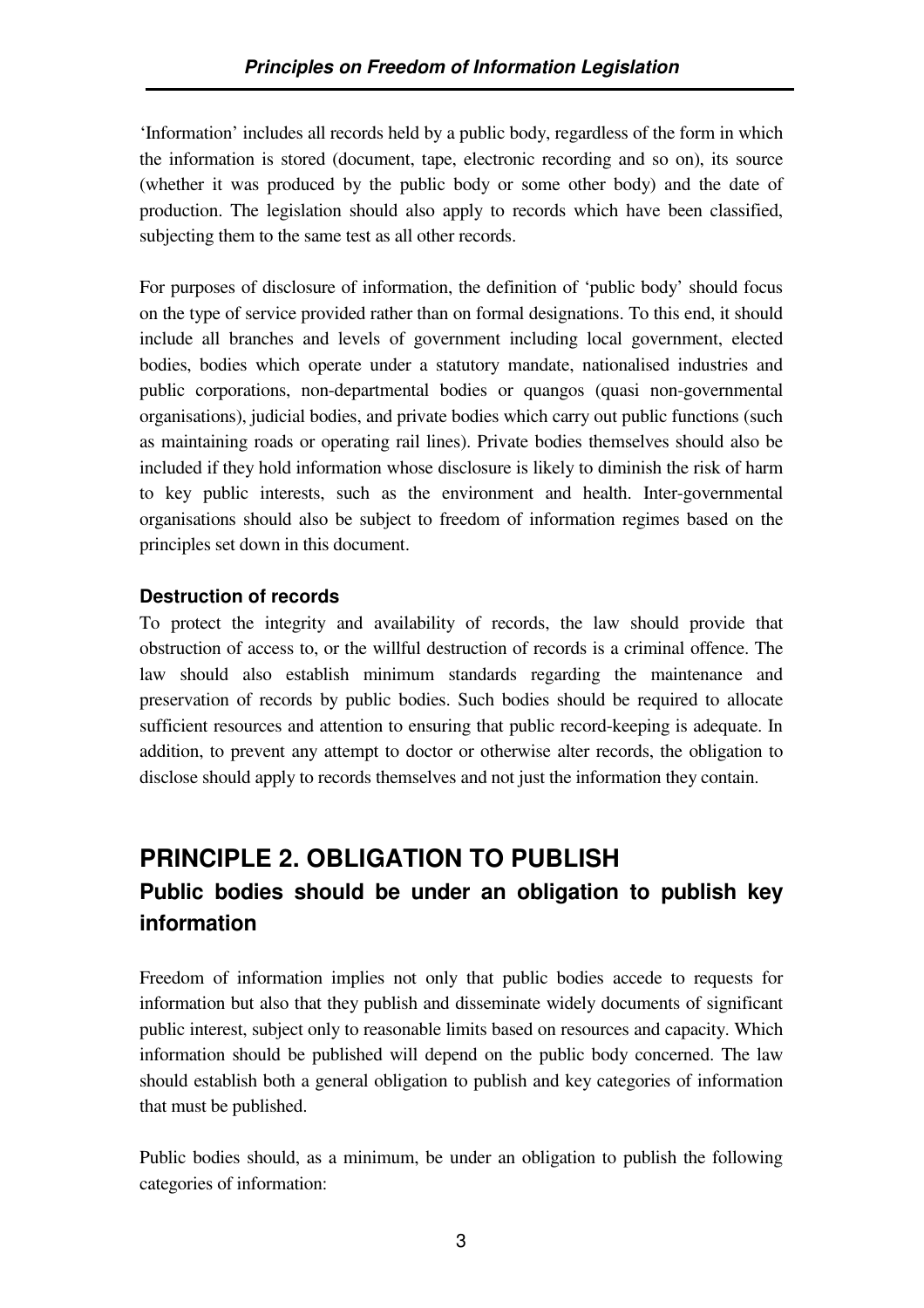'Information' includes all records held by a public body, regardless of the form in which the information is stored (document, tape, electronic recording and so on), its source (whether it was produced by the public body or some other body) and the date of production. The legislation should also apply to records which have been classified, subjecting them to the same test as all other records.

For purposes of disclosure of information, the definition of 'public body' should focus on the type of service provided rather than on formal designations. To this end, it should include all branches and levels of government including local government, elected bodies, bodies which operate under a statutory mandate, nationalised industries and public corporations, non-departmental bodies or quangos (quasi non-governmental organisations), judicial bodies, and private bodies which carry out public functions (such as maintaining roads or operating rail lines). Private bodies themselves should also be included if they hold information whose disclosure is likely to diminish the risk of harm to key public interests, such as the environment and health. Inter-governmental organisations should also be subject to freedom of information regimes based on the principles set down in this document.

### Destruction of records

To protect the integrity and availability of records, the law should provide that obstruction of access to, or the willful destruction of records is a criminal offence. The law should also establish minimum standards regarding the maintenance and preservation of records by public bodies. Such bodies should be required to allocate sufficient resources and attention to ensuring that public record-keeping is adequate. In addition, to prevent any attempt to doctor or otherwise alter records, the obligation to disclose should apply to records themselves and not just the information they contain.

## PRINCIPLE 2. OBLIGATION TO PUBLISH

### Public bodies should be under an obligation to publish key information

Freedom of information implies not only that public bodies accede to requests for information but also that they publish and disseminate widely documents of significant public interest, subject only to reasonable limits based on resources and capacity. Which information should be published will depend on the public body concerned. The law should establish both a general obligation to publish and key categories of information that must be published.

Public bodies should, as a minimum, be under an obligation to publish the following categories of information: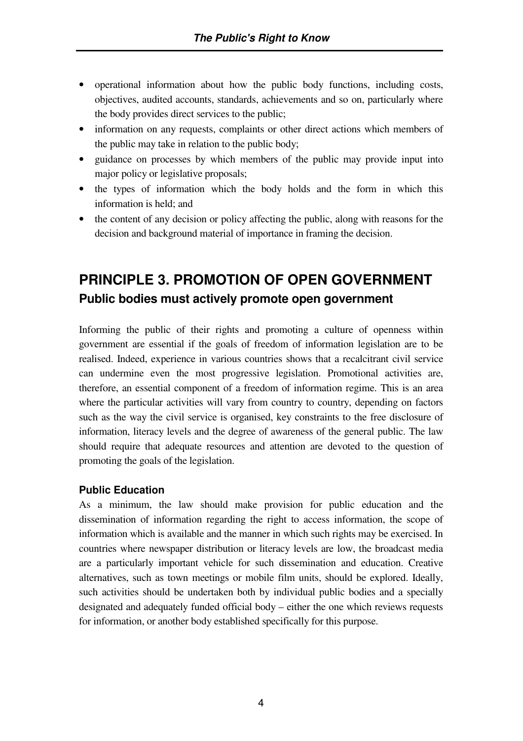- operational information about how the public body functions, including costs, objectives, audited accounts, standards, achievements and so on, particularly where the body provides direct services to the public;
- information on any requests, complaints or other direct actions which members of the public may take in relation to the public body;
- guidance on processes by which members of the public may provide input into major policy or legislative proposals;
- the types of information which the body holds and the form in which this information is held; and
- the content of any decision or policy affecting the public, along with reasons for the decision and background material of importance in framing the decision.

## PRINCIPLE 3. PROMOTION OF OPEN GOVERNMENT

### Public bodies must actively promote open government

Informing the public of their rights and promoting a culture of openness within government are essential if the goals of freedom of information legislation are to be realised. Indeed, experience in various countries shows that a recalcitrant civil service can undermine even the most progressive legislation. Promotional activities are, therefore, an essential component of a freedom of information regime. This is an area where the particular activities will vary from country to country, depending on factors such as the way the civil service is organised, key constraints to the free disclosure of information, literacy levels and the degree of awareness of the general public. The law should require that adequate resources and attention are devoted to the question of promoting the goals of the legislation.

#### Public Education

As a minimum, the law should make provision for public education and the dissemination of information regarding the right to access information, the scope of information which is available and the manner in which such rights may be exercised. In countries where newspaper distribution or literacy levels are low, the broadcast media are a particularly important vehicle for such dissemination and education. Creative alternatives, such as town meetings or mobile film units, should be explored. Ideally, such activities should be undertaken both by individual public bodies and a specially designated and adequately funded official body – either the one which reviews requests for information, or another body established specifically for this purpose.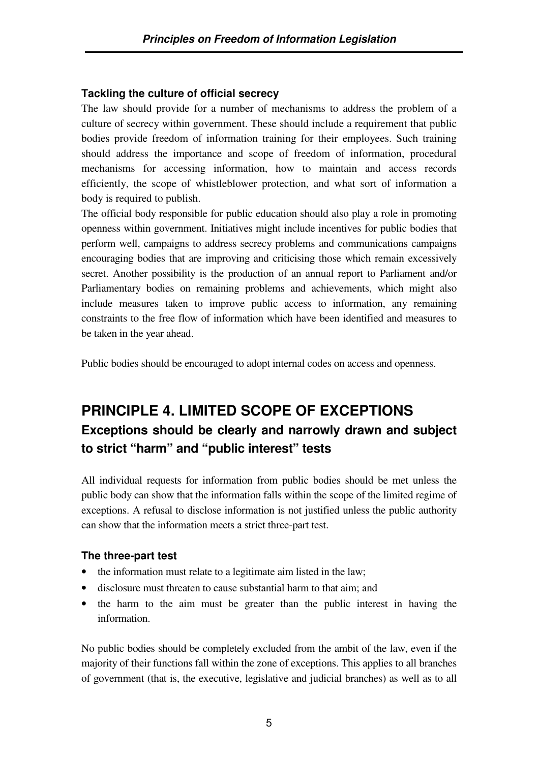### Tackling the culture of official secrecy

The law should provide for a number of mechanisms to address the problem of a culture of secrecy within government. These should include a requirement that public bodies provide freedom of information training for their employees. Such training should address the importance and scope of freedom of information, procedural mechanisms for accessing information, how to maintain and access records efficiently, the scope of whistleblower protection, and what sort of information a body is required to publish.

The official body responsible for public education should also play a role in promoting openness within government. Initiatives might include incentives for public bodies that perform well, campaigns to address secrecy problems and communications campaigns encouraging bodies that are improving and criticising those which remain excessively secret. Another possibility is the production of an annual report to Parliament and/or Parliamentary bodies on remaining problems and achievements, which might also include measures taken to improve public access to information, any remaining constraints to the free flow of information which have been identified and measures to be taken in the year ahead.

Public bodies should be encouraged to adopt internal codes on access and openness.

## PRINCIPLE 4. LIMITED SCOPE OF EXCEPTIONS

### Exceptions should be clearly and narrowly drawn and subject to strict "harm" and "public interest" tests

All individual requests for information from public bodies should be met unless the public body can show that the information falls within the scope of the limited regime of exceptions. A refusal to disclose information is not justified unless the public authority can show that the information meets a strict three-part test.

### The three-part test

- the information must relate to a legitimate aim listed in the law;
- disclosure must threaten to cause substantial harm to that aim; and
- the harm to the aim must be greater than the public interest in having the information.

No public bodies should be completely excluded from the ambit of the law, even if the majority of their functions fall within the zone of exceptions. This applies to all branches of government (that is, the executive, legislative and judicial branches) as well as to all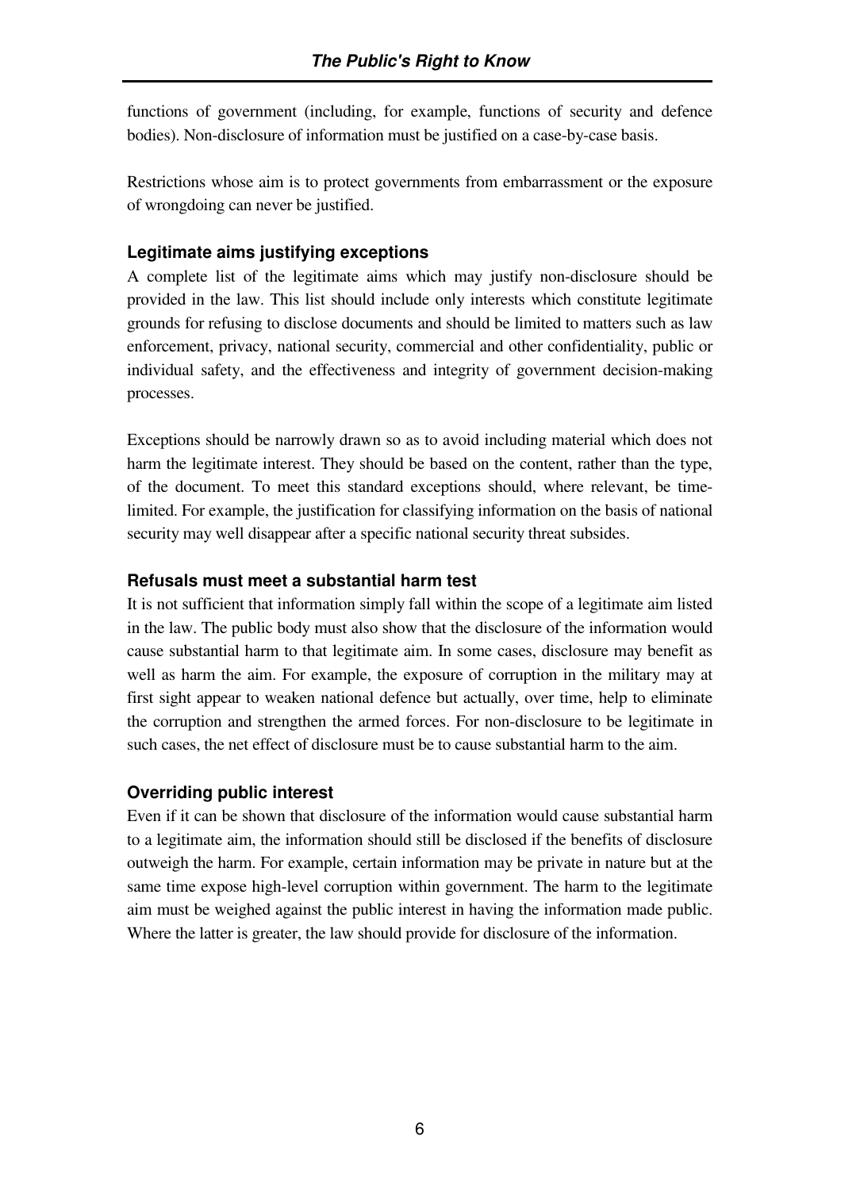functions of government (including, for example, functions of security and defence bodies). Non-disclosure of information must be justified on a case-by-case basis.

Restrictions whose aim is to protect governments from embarrassment or the exposure of wrongdoing can never be justified.

### Legitimate aims justifying exceptions

A complete list of the legitimate aims which may justify non-disclosure should be provided in the law. This list should include only interests which constitute legitimate grounds for refusing to disclose documents and should be limited to matters such as law enforcement, privacy, national security, commercial and other confidentiality, public or individual safety, and the effectiveness and integrity of government decision-making processes.

Exceptions should be narrowly drawn so as to avoid including material which does not harm the legitimate interest. They should be based on the content, rather than the type, of the document. To meet this standard exceptions should, where relevant, be time-limited. For example, the justification for classifying information on the basis of national security may well disappear after a specific national security threat subsides.

### Refusals must meet a substantial harm test

It is not sufficient that information simply fall within the scope of a legitimate aim listed in the law. The public body must also show that the disclosure of the information would cause substantial harm to that legitimate aim. In some cases, disclosure may benefit as well as harm the aim. For example, the exposure of corruption in the military may at first sight appear to weaken national defence but actually, over time, help to eliminate the corruption and strengthen the armed forces. For non-disclosure to be legitimate in such cases, the net effect of disclosure must be to cause substantial harm to the aim.

### Overriding public interest

Even if it can be shown that disclosure of the information would cause substantial harm to a legitimate aim, the information should still be disclosed if the benefits of disclosure outweigh the harm. For example, certain information may be private in nature but at the same time expose high-level corruption within government. The harm to the legitimate aim must be weighed against the public interest in having the information made public. Where the latter is greater, the law should provide for disclosure of the information.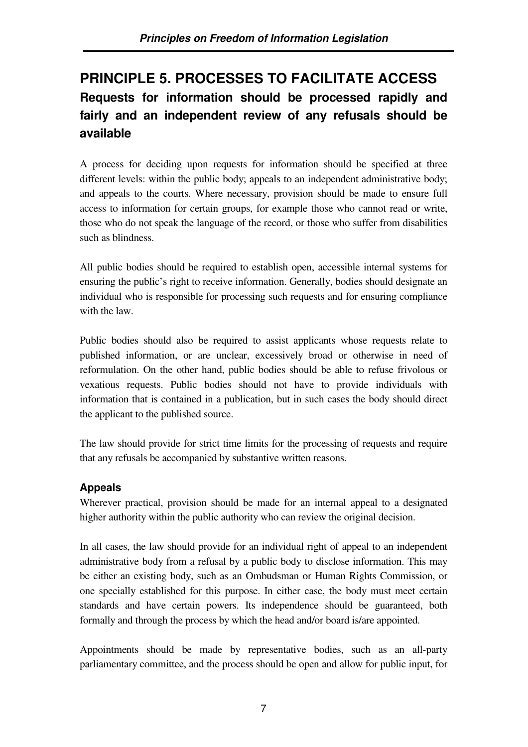## PRINCIPLE 5. PROCESSES TO FACILITATE ACCESS

### Requests for information should be processed rapidly and fairly and an independent review of any refusals should be available

A process for deciding upon requests for information should be specified at three different levels: within the public body; appeals to an independent administrative body; and appeals to the courts. Where necessary, provision should be made to ensure full access to information for certain groups, for example those who cannot read or write, those who do not speak the language of the record, or those who suffer from disabilities such as blindness.

All public bodies should be required to establish open, accessible internal systems for ensuring the public's right to receive information. Generally, bodies should designate an individual who is responsible for processing such requests and for ensuring compliance with the law.

Public bodies should also be required to assist applicants whose requests relate to published information, or are unclear, excessively broad or otherwise in need of reformulation. On the other hand, public bodies should be able to refuse frivolous or vexatious requests. Public bodies should not have to provide individuals with information that is contained in a publication, but in such cases the body should direct the applicant to the published source.

The law should provide for strict time limits for the processing of requests and require that any refusals be accompanied by substantive written reasons.

#### Appeals

Wherever practical, provision should be made for an internal appeal to a designated higher authority within the public authority who can review the original decision.

In all cases, the law should provide for an individual right of appeal to an independent administrative body from a refusal by a public body to disclose information. This may be either an existing body, such as an Ombudsman or Human Rights Commission, or one specially established for this purpose. In either case, the body must meet certain standards and have certain powers. Its independence should be guaranteed, both formally and through the process by which the head and/or board is/are appointed.

Appointments should be made by representative bodies, such as an all-party parliamentary committee, and the process should be open and allow for public input, for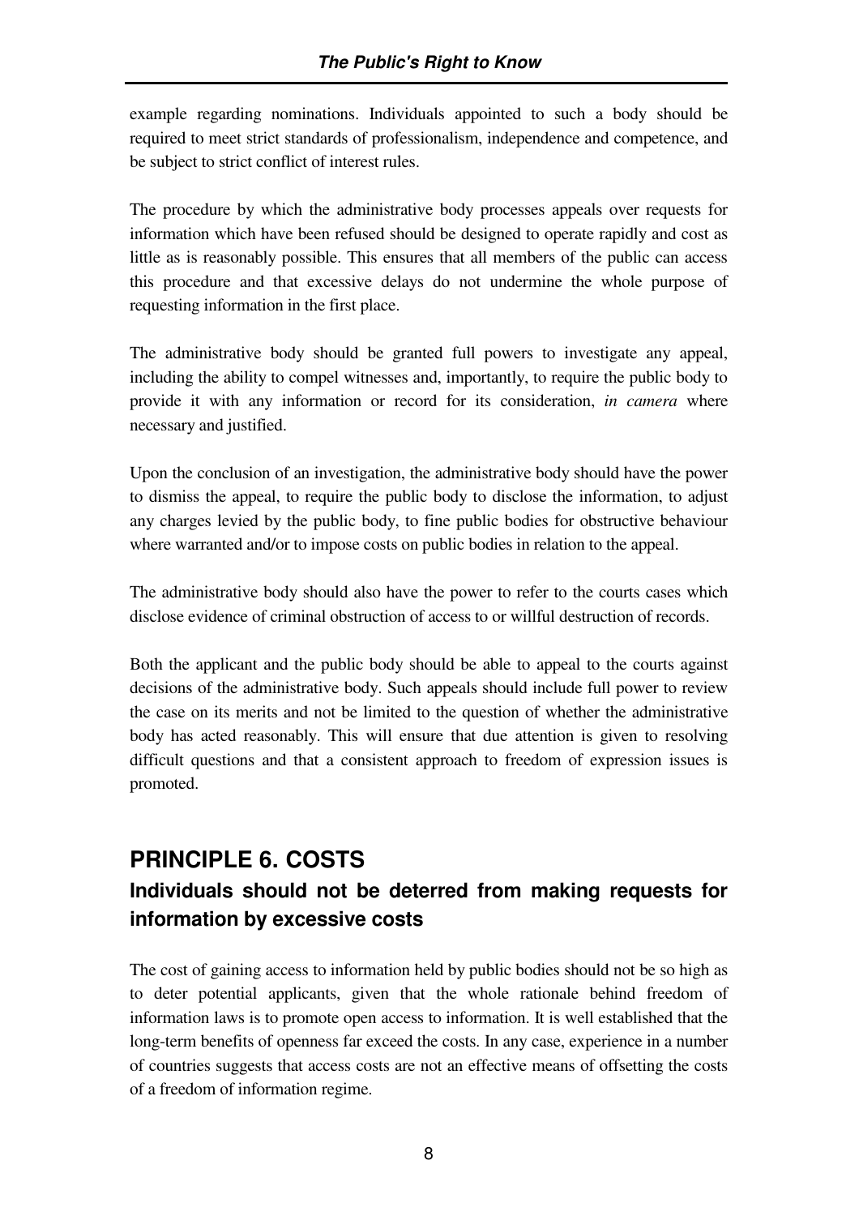example regarding nominations. Individuals appointed to such a body should be required to meet strict standards of professionalism, independence and competence, and be subject to strict conflict of interest rules.

The procedure by which the administrative body processes appeals over requests for information which have been refused should be designed to operate rapidly and cost as little as is reasonably possible. This ensures that all members of the public can access this procedure and that excessive delays do not undermine the whole purpose of requesting information in the first place.

The administrative body should be granted full powers to investigate any appeal, including the ability to compel witnesses and, importantly, to require the public body to provide it with any information or record for its consideration, *in camera* where necessary and justified.

Upon the conclusion of an investigation, the administrative body should have the power to dismiss the appeal, to require the public body to disclose the information, to adjust any charges levied by the public body, to fine public bodies for obstructive behaviour where warranted and/or to impose costs on public bodies in relation to the appeal.

The administrative body should also have the power to refer to the courts cases which disclose evidence of criminal obstruction of access to or willful destruction of records.

Both the applicant and the public body should be able to appeal to the courts against decisions of the administrative body. Such appeals should include full power to review the case on its merits and not be limited to the question of whether the administrative body has acted reasonably. This will ensure that due attention is given to resolving difficult questions and that a consistent approach to freedom of expression issues is promoted.

## PRINCIPLE 6. COSTS

### Individuals should not be deterred from making requests for information by excessive costs

The cost of gaining access to information held by public bodies should not be so high as to deter potential applicants, given that the whole rationale behind freedom of information laws is to promote open access to information. It is well established that the long-term benefits of openness far exceed the costs. In any case, experience in a number of countries suggests that access costs are not an effective means of offsetting the costs of a freedom of information regime.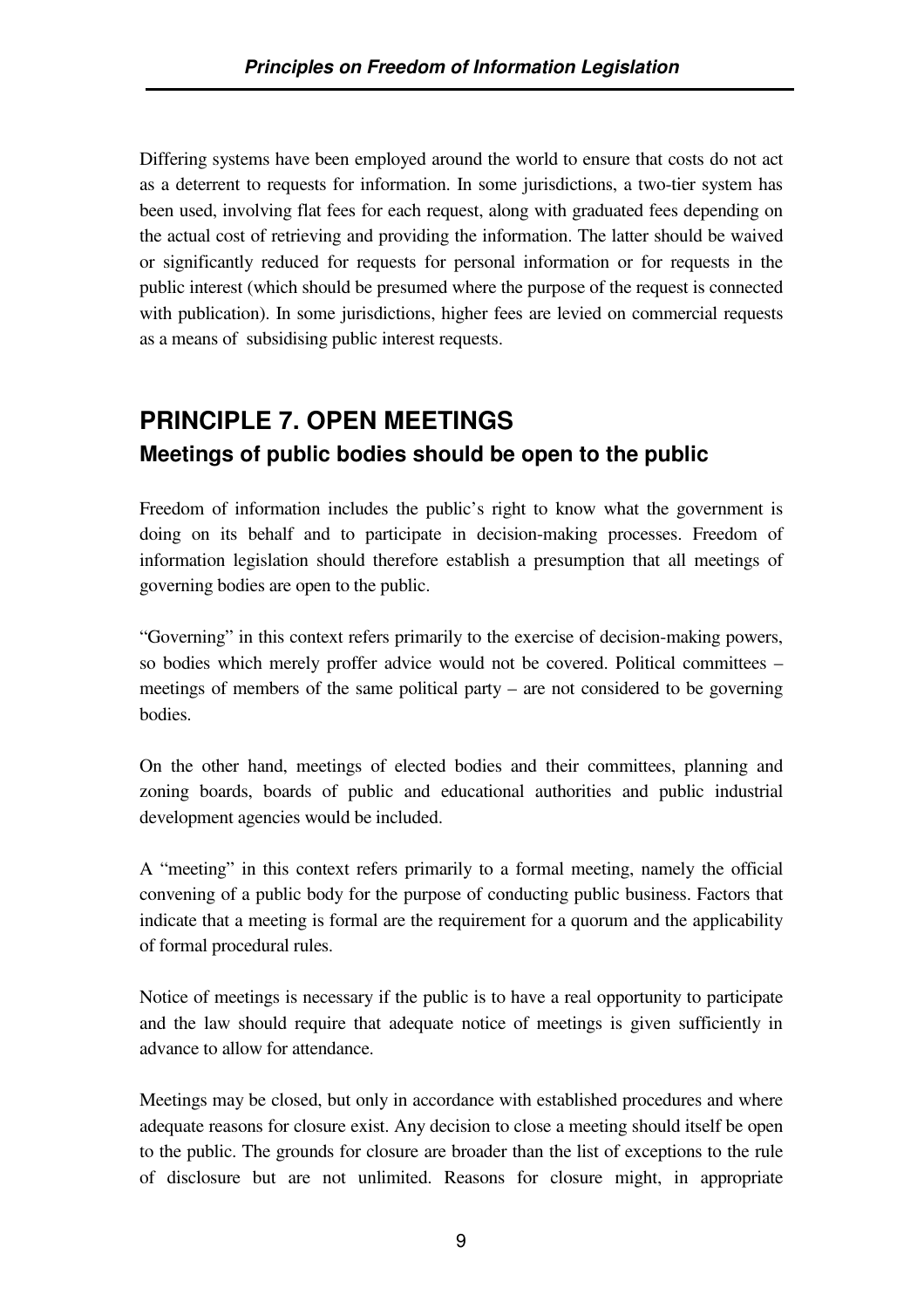Differing systems have been employed around the world to ensure that costs do not act as a deterrent to requests for information. In some jurisdictions, a two-tier system has been used, involving flat fees for each request, along with graduated fees depending on the actual cost of retrieving and providing the information. The latter should be waived or significantly reduced for requests for personal information or for requests in the public interest (which should be presumed where the purpose of the request is connected with publication). In some jurisdictions, higher fees are levied on commercial requests as a means of subsidising public interest requests.

## PRINCIPLE 7. OPEN MEETINGS

### Meetings of public bodies should be open to the public

Freedom of information includes the public's right to know what the government is doing on its behalf and to participate in decision-making processes. Freedom of information legislation should therefore establish a presumption that all meetings of governing bodies are open to the public.

"Governing" in this context refers primarily to the exercise of decision-making powers, so bodies which merely proffer advice would not be covered. Political committees – meetings of members of the same political party – are not considered to be governing bodies.

On the other hand, meetings of elected bodies and their committees, planning and zoning boards, boards of public and educational authorities and public industrial development agencies would be included.

A "meeting" in this context refers primarily to a formal meeting, namely the official convening of a public body for the purpose of conducting public business. Factors that indicate that a meeting is formal are the requirement for a quorum and the applicability of formal procedural rules.

Notice of meetings is necessary if the public is to have a real opportunity to participate and the law should require that adequate notice of meetings is given sufficiently in advance to allow for attendance.

Meetings may be closed, but only in accordance with established procedures and where adequate reasons for closure exist. Any decision to close a meeting should itself be open to the public. The grounds for closure are broader than the list of exceptions to the rule of disclosure but are not unlimited. Reasons for closure might, in appropriate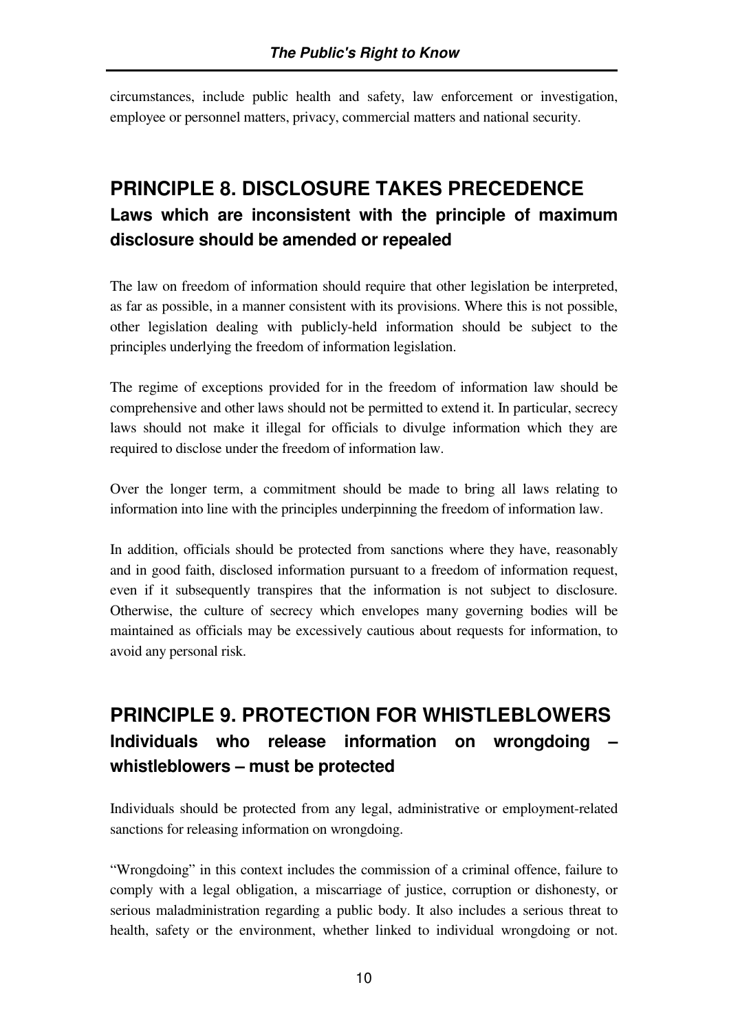circumstances, include public health and safety, law enforcement or investigation, employee or personnel matters, privacy, commercial matters and national security.

## PRINCIPLE 8. DISCLOSURE TAKES PRECEDENCE

### Laws which are inconsistent with the principle of maximum disclosure should be amended or repealed

The law on freedom of information should require that other legislation be interpreted, as far as possible, in a manner consistent with its provisions. Where this is not possible, other legislation dealing with publicly-held information should be subject to the principles underlying the freedom of information legislation.

The regime of exceptions provided for in the freedom of information law should be comprehensive and other laws should not be permitted to extend it. In particular, secrecy laws should not make it illegal for officials to divulge information which they are required to disclose under the freedom of information law.

Over the longer term, a commitment should be made to bring all laws relating to information into line with the principles underpinning the freedom of information law.

In addition, officials should be protected from sanctions where they have, reasonably and in good faith, disclosed information pursuant to a freedom of information request, even if it subsequently transpires that the information is not subject to disclosure. Otherwise, the culture of secrecy which envelopes many governing bodies will be maintained as officials may be excessively cautious about requests for information, to avoid any personal risk.

## PRINCIPLE 9. PROTECTION FOR WHISTLEBLOWERS

### Individuals who release information on wrongdoing – whistleblowers – must be protected

Individuals should be protected from any legal, administrative or employment-related sanctions for releasing information on wrongdoing.

"Wrongdoing" in this context includes the commission of a criminal offence, failure to comply with a legal obligation, a miscarriage of justice, corruption or dishonesty, or serious maladministration regarding a public body. It also includes a serious threat to health, safety or the environment, whether linked to individual wrongdoing or not.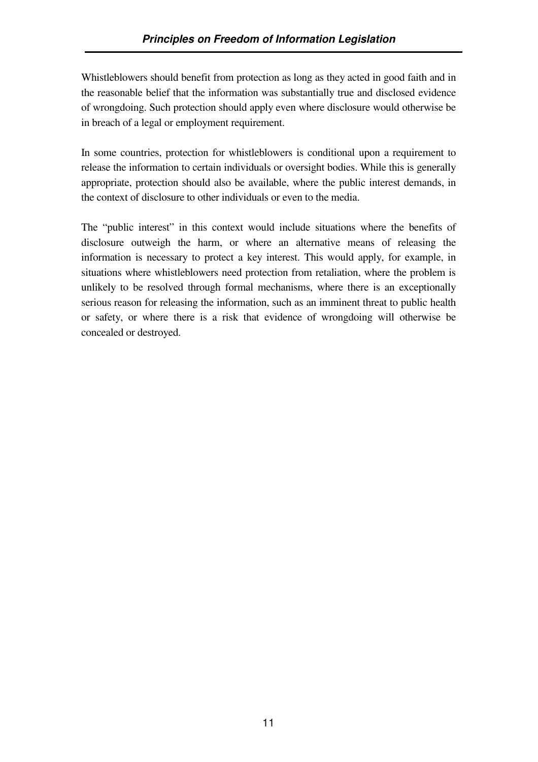Whistleblowers should benefit from protection as long as they acted in good faith and in the reasonable belief that the information was substantially true and disclosed evidence of wrongdoing. Such protection should apply even where disclosure would otherwise be in breach of a legal or employment requirement.

In some countries, protection for whistleblowers is conditional upon a requirement to release the information to certain individuals or oversight bodies. While this is generally appropriate, protection should also be available, where the public interest demands, in the context of disclosure to other individuals or even to the media.

The "public interest" in this context would include situations where the benefits of disclosure outweigh the harm, or where an alternative means of releasing the information is necessary to protect a key interest. This would apply, for example, in situations where whistleblowers need protection from retaliation, where the problem is unlikely to be resolved through formal mechanisms, where there is an exceptionally serious reason for releasing the information, such as an imminent threat to public health or safety, or where there is a risk that evidence of wrongdoing will otherwise be concealed or destroyed.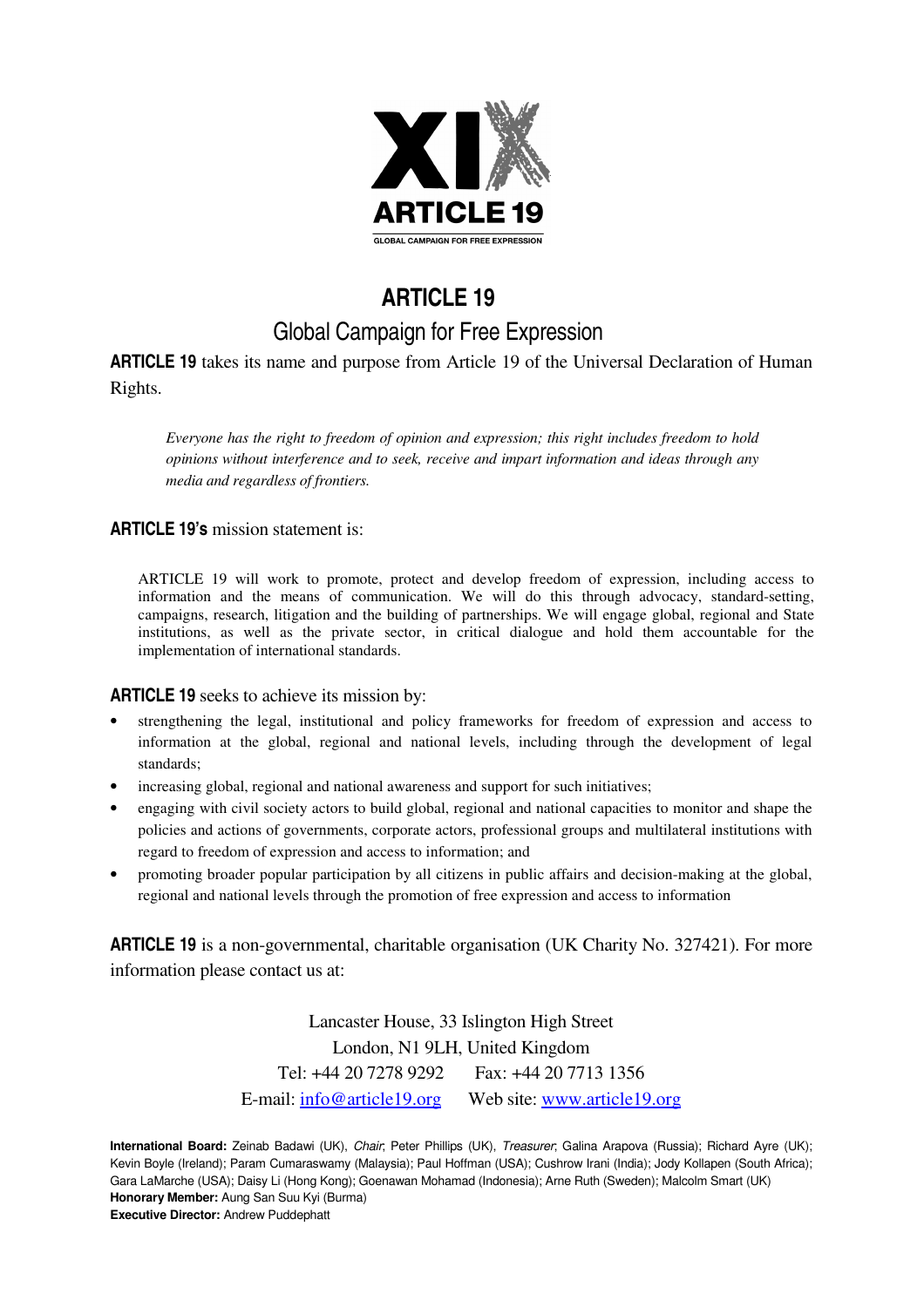# ARTICLE 19

## Global Campaign for Free Expression

**ARTICLE 19** takes its name and purpose from Article 19 of the Universal Declaration of Human Rights.

> *Everyone has the right to freedom of opinion and expression; this right includes freedom to hold opinions without interference and to seek, receive and impart information and ideas through any media and regardless of frontiers.*

**ARTICLE 19's** mission statement is:

> ARTICLE 19 will work to promote, protect and develop freedom of expression, including access to information and the means of communication. We will do this through advocacy, standard-setting, campaigns, research, litigation and the building of partnerships. We will engage global, regional and State institutions, as well as the private sector, in critical dialogue and hold them accountable for the implementation of international standards.

**ARTICLE 19** seeks to achieve its mission by:

- strengthening the legal, institutional and policy frameworks for freedom of expression and access to information at the global, regional and national levels, including through the development of legal standards;
- increasing global, regional and national awareness and support for such initiatives;
- engaging with civil society actors to build global, regional and national capacities to monitor and shape the policies and actions of governments, corporate actors, professional groups and multilateral institutions with regard to freedom of expression and access to information; and
- promoting broader popular participation by all citizens in public affairs and decision-making at the global, regional and national levels through the promotion of free expression and access to information

**ARTICLE 19** is a non-governmental, charitable organisation (UK Charity No. 327421). For more information please contact us at:

Lancaster House, 33 Islington High Street
London, N1 9LH, United Kingdom
Tel: +44 20 7278 9292 Fax: +44 20 7713 1356
E-mail: info@article19.org Web site: www.article19.org

**International Board:** Zeinab Badawi (UK), *Chair*; Peter Phillips (UK), *Treasurer*; Galina Arapova (Russia); Richard Ayre (UK); Kevin Boyle (Ireland); Param Cumaraswamy (Malaysia); Paul Hoffman (USA); Cushrow Irani (India); Jody Kollapen (South Africa); Gara LaMarche (USA); Daisy Li (Hong Kong); Goenawan Mohamad (Indonesia); Arne Ruth (Sweden); Malcolm Smart (UK)
**Honorary Member:** Aung San Suu Kyi (Burma)
**Executive Director:** Andrew Puddephatt